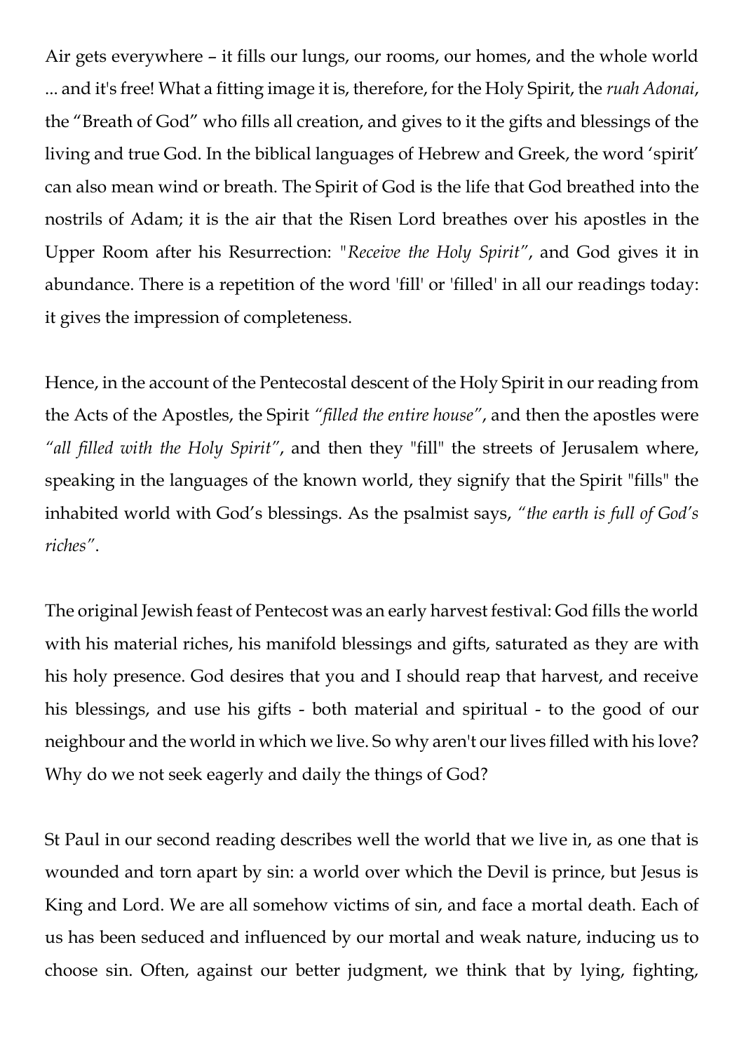Air gets everywhere – it fills our lungs, our rooms, our homes, and the whole world ... and it's free! What a fitting image it is, therefore, for the Holy Spirit, the *ruah Adonai*, the "Breath of God" who fills all creation, and gives to it the gifts and blessings of the living and true God. In the biblical languages of Hebrew and Greek, the word 'spirit' can also mean wind or breath. The Spirit of God is the life that God breathed into the nostrils of Adam; it is the air that the Risen Lord breathes over his apostles in the Upper Room after his Resurrection: "*Receive the Holy Spirit*", and God gives it in abundance. There is a repetition of the word 'fill' or 'filled' in all our readings today: it gives the impression of completeness.

Hence, in the account of the Pentecostal descent of the Holy Spirit in our reading from the Acts of the Apostles, the Spirit *"filled the entire house"*, and then the apostles were *"all filled with the Holy Spirit"*, and then they "fill" the streets of Jerusalem where, speaking in the languages of the known world, they signify that the Spirit "fills" the inhabited world with God's blessings. As the psalmist says, *"the earth is full of God's riches"*.

The original Jewish feast of Pentecost was an early harvest festival: God fills the world with his material riches, his manifold blessings and gifts, saturated as they are with his holy presence. God desires that you and I should reap that harvest, and receive his blessings, and use his gifts - both material and spiritual - to the good of our neighbour and the world in which we live. So why aren't our lives filled with his love? Why do we not seek eagerly and daily the things of God?

St Paul in our second reading describes well the world that we live in, as one that is wounded and torn apart by sin: a world over which the Devil is prince, but Jesus is King and Lord. We are all somehow victims of sin, and face a mortal death. Each of us has been seduced and influenced by our mortal and weak nature, inducing us to choose sin. Often, against our better judgment, we think that by lying, fighting,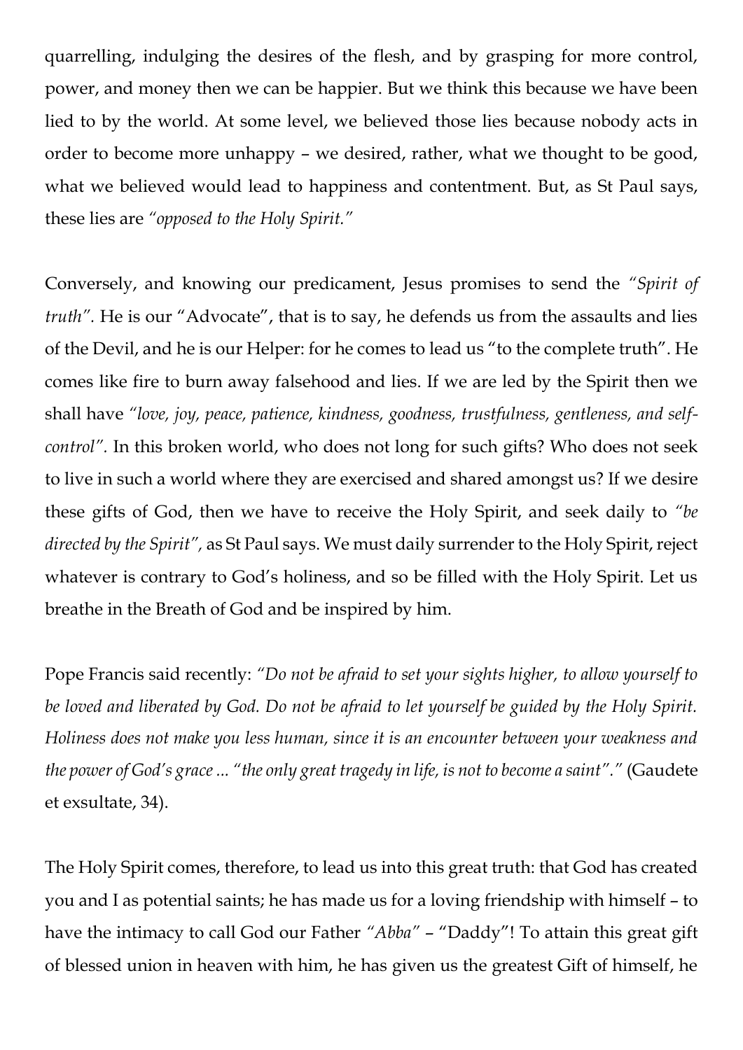quarrelling, indulging the desires of the flesh, and by grasping for more control, power, and money then we can be happier. But we think this because we have been lied to by the world. At some level, we believed those lies because nobody acts in order to become more unhappy – we desired, rather, what we thought to be good, what we believed would lead to happiness and contentment. But, as St Paul says, these lies are *"opposed to the Holy Spirit."*

Conversely, and knowing our predicament, Jesus promises to send the *"Spirit of truth"*. He is our "Advocate", that is to say, he defends us from the assaults and lies of the Devil, and he is our Helper: for he comes to lead us "to the complete truth". He comes like fire to burn away falsehood and lies. If we are led by the Spirit then we shall have *"love, joy, peace, patience, kindness, goodness, trustfulness, gentleness, and self-control"*. In this broken world, who does not long for such gifts? Who does not seek to live in such a world where they are exercised and shared amongst us? If we desire these gifts of God, then we have to receive the Holy Spirit, and seek daily to *"be directed by the Spirit"*, as St Paul says. We must daily surrender to the Holy Spirit, reject whatever is contrary to God's holiness, and so be filled with the Holy Spirit. Let us breathe in the Breath of God and be inspired by him.

Pope Francis said recently: *"Do not be afraid to set your sights higher, to allow yourself to be loved and liberated by God. Do not be afraid to let yourself be guided by the Holy Spirit. Holiness does not make you less human, since it is an encounter between your weakness and the power of God's grace ... "the only great tragedy in life, is not to become a saint"."* (Gaudete et exsultate, 34).

The Holy Spirit comes, therefore, to lead us into this great truth: that God has created you and I as potential saints; he has made us for a loving friendship with himself – to have the intimacy to call God our Father *"Abba"* – "Daddy"! To attain this great gift of blessed union in heaven with him, he has given us the greatest Gift of himself, he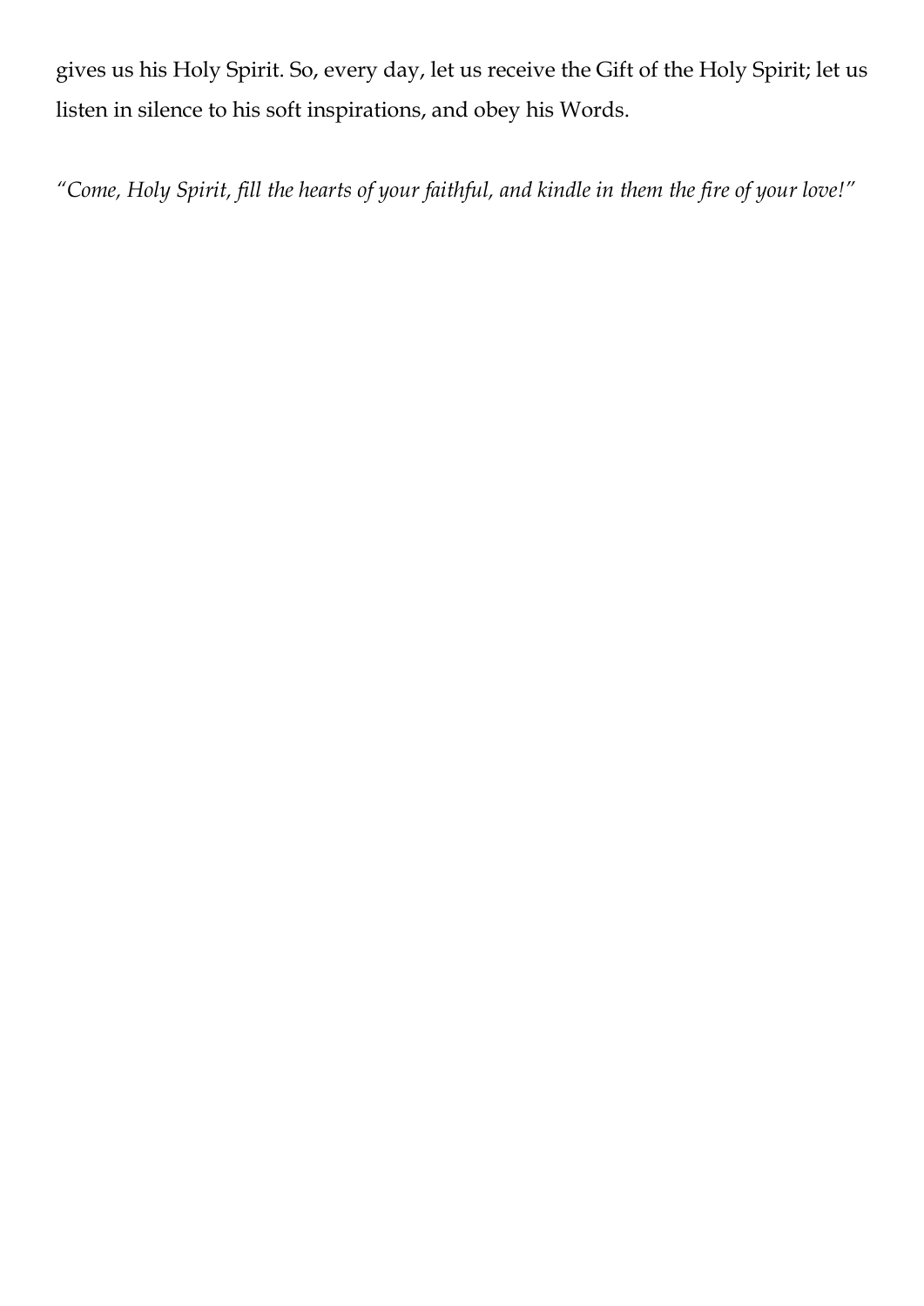gives us his Holy Spirit. So, every day, let us receive the Gift of the Holy Spirit; let us listen in silence to his soft inspirations, and obey his Words.

*"Come, Holy Spirit, fill the hearts of your faithful, and kindle in them the fire of your love!"*